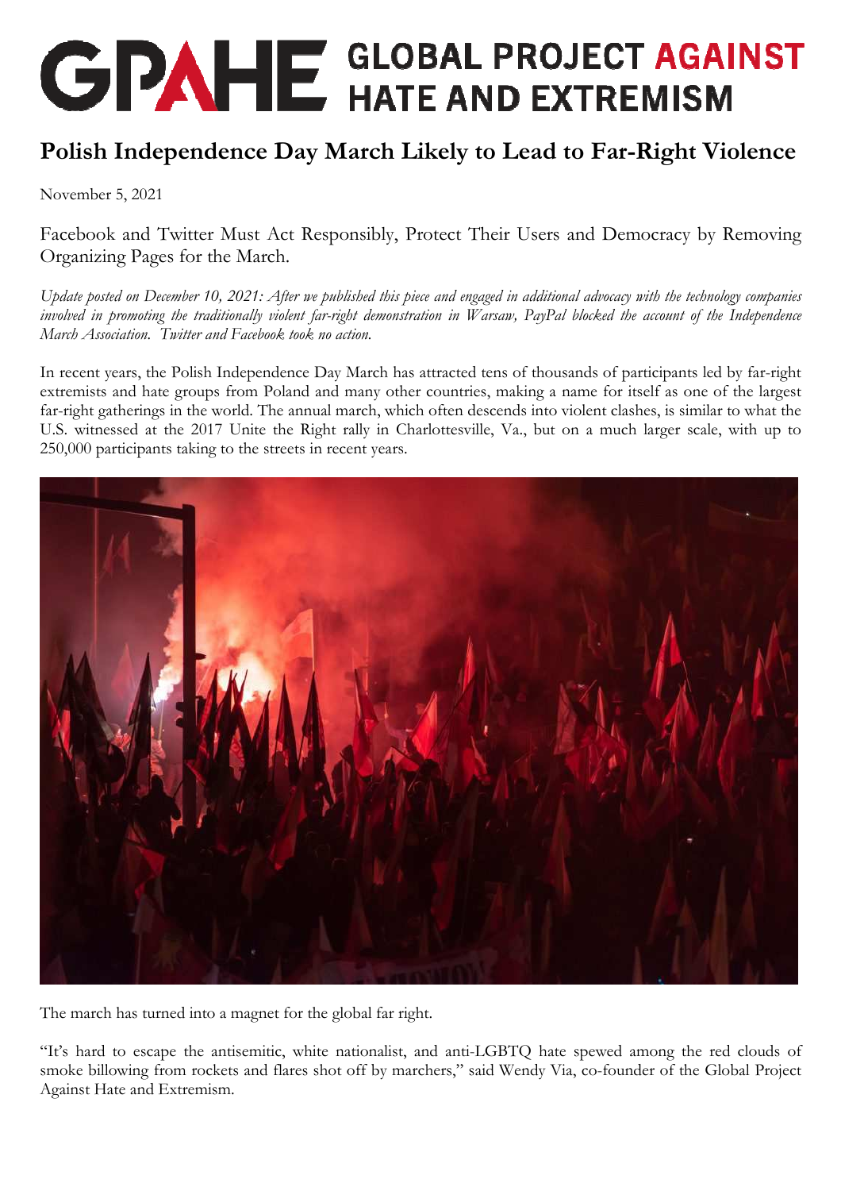# GPAHE GLOBAL PROJECT AGAINST HATE AND EXTREMISM

## Polish Independence Day March Likely to Lead to Far-Right Violence

November 5, 2021

Facebook and Twitter Must Act Responsibly, Protect Their Users and Democracy by Removing Organizing Pages for the March.

*Update posted on December 10, 2021: After we published this piece and engaged in additional advocacy with the technology companies involved in promoting the traditionally violent far-right demonstration in Warsaw, PayPal blocked the account of the Independence March Association. Twitter and Facebook took no action.*

In recent years, the Polish Independence Day March has attracted tens of thousands of participants led by far-right extremists and hate groups from Poland and many other countries, making a name for itself as one of the largest far-right gatherings in the world. The annual march, which often descends into violent clashes, is similar to what the U.S. witnessed at the 2017 Unite the Right rally in Charlottesville, Va., but on a much larger scale, with up to 250,000 participants taking to the streets in recent years.

The march has turned into a magnet for the global far right.

"It's hard to escape the antisemitic, white nationalist, and anti-LGBTQ hate spewed among the red clouds of smoke billowing from rockets and flares shot off by marchers," said Wendy Via, co-founder of the Global Project Against Hate and Extremism.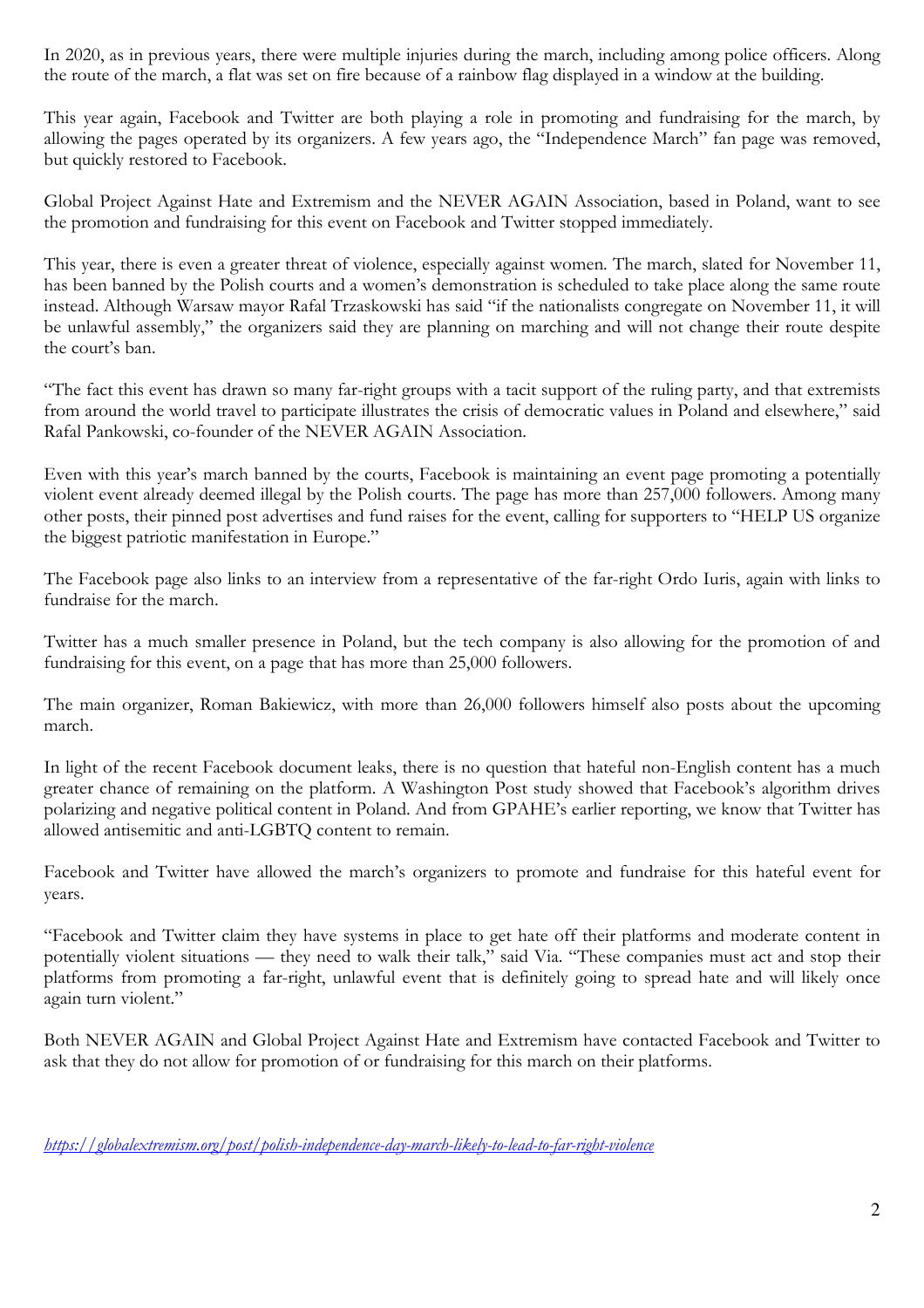In 2020, as in previous years, there were multiple injuries during the march, including among police officers. Along the route of the march, a flat was set on fire because of a rainbow flag displayed in a window at the building.

This year again, Facebook and Twitter are both playing a role in promoting and fundraising for the march, by allowing the pages operated by its organizers. A few years ago, the "Independence March" fan page was removed, but quickly restored to Facebook.

Global Project Against Hate and Extremism and the NEVER AGAIN Association, based in Poland, want to see the promotion and fundraising for this event on Facebook and Twitter stopped immediately.

This year, there is even a greater threat of violence, especially against women. The march, slated for November 11, has been banned by the Polish courts and a women's demonstration is scheduled to take place along the same route instead. Although Warsaw mayor Rafal Trzaskowski has said "if the nationalists congregate on November 11, it will be unlawful assembly," the organizers said they are planning on marching and will not change their route despite the court's ban.

"The fact this event has drawn so many far-right groups with a tacit support of the ruling party, and that extremists from around the world travel to participate illustrates the crisis of democratic values in Poland and elsewhere," said Rafal Pankowski, co-founder of the NEVER AGAIN Association.

Even with this year's march banned by the courts, Facebook is maintaining an event page promoting a potentially violent event already deemed illegal by the Polish courts. The page has more than 257,000 followers. Among many other posts, their pinned post advertises and fund raises for the event, calling for supporters to "HELP US organize the biggest patriotic manifestation in Europe."

The Facebook page also links to an interview from a representative of the far-right Ordo Iuris, again with links to fundraise for the march.

Twitter has a much smaller presence in Poland, but the tech company is also allowing for the promotion of and fundraising for this event, on a page that has more than 25,000 followers.

The main organizer, Roman Bakiewicz, with more than 26,000 followers himself also posts about the upcoming march.

In light of the recent Facebook document leaks, there is no question that hateful non-English content has a much greater chance of remaining on the platform. A Washington Post study showed that Facebook's algorithm drives polarizing and negative political content in Poland. And from GPAHE's earlier reporting, we know that Twitter has allowed antisemitic and anti-LGBTQ content to remain.

Facebook and Twitter have allowed the march's organizers to promote and fundraise for this hateful event for years.

"Facebook and Twitter claim they have systems in place to get hate off their platforms and moderate content in potentially violent situations — they need to walk their talk," said Via. "These companies must act and stop their platforms from promoting a far-right, unlawful event that is definitely going to spread hate and will likely once again turn violent."

Both NEVER AGAIN and Global Project Against Hate and Extremism have contacted Facebook and Twitter to ask that they do not allow for promotion of or fundraising for this march on their platforms.

*https://globalextremism.org/post/polish-independence-day-march-likely-to-lead-to-far-right-violence*